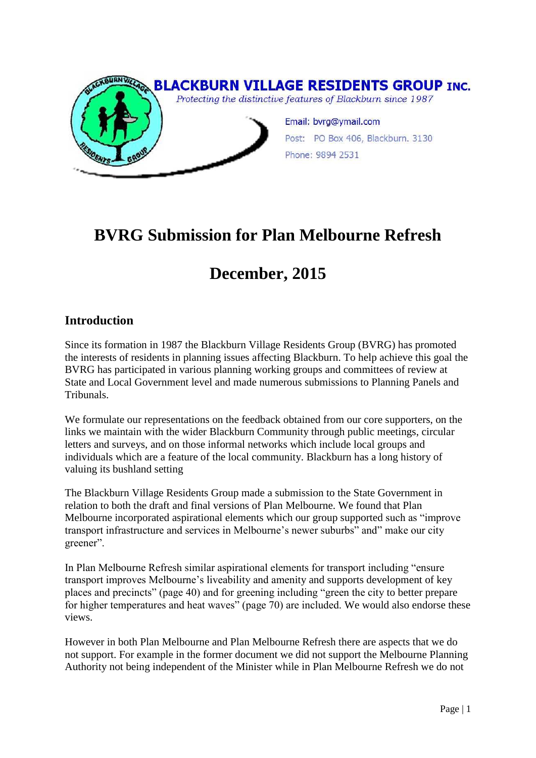**BLACKBURN VILLAGE RESIDENTS GROUP INC.**

*Protecting the distinctive features of Blackburn since 1987*

Email: bvrg@ymail.com
Post: PO Box 406, Blackburn. 3130
Phone: 9894 2531

# BVRG Submission for Plan Melbourne Refresh

# December, 2015

## Introduction

Since its formation in 1987 the Blackburn Village Residents Group (BVRG) has promoted the interests of residents in planning issues affecting Blackburn. To help achieve this goal the BVRG has participated in various planning working groups and committees of review at State and Local Government level and made numerous submissions to Planning Panels and Tribunals.

We formulate our representations on the feedback obtained from our core supporters, on the links we maintain with the wider Blackburn Community through public meetings, circular letters and surveys, and on those informal networks which include local groups and individuals which are a feature of the local community. Blackburn has a long history of valuing its bushland setting

The Blackburn Village Residents Group made a submission to the State Government in relation to both the draft and final versions of Plan Melbourne. We found that Plan Melbourne incorporated aspirational elements which our group supported such as "improve transport infrastructure and services in Melbourne's newer suburbs" and" make our city greener".

In Plan Melbourne Refresh similar aspirational elements for transport including "ensure transport improves Melbourne's liveability and amenity and supports development of key places and precincts" (page 40) and for greening including "green the city to better prepare for higher temperatures and heat waves" (page 70) are included. We would also endorse these views.

However in both Plan Melbourne and Plan Melbourne Refresh there are aspects that we do not support. For example in the former document we did not support the Melbourne Planning Authority not being independent of the Minister while in Plan Melbourne Refresh we do not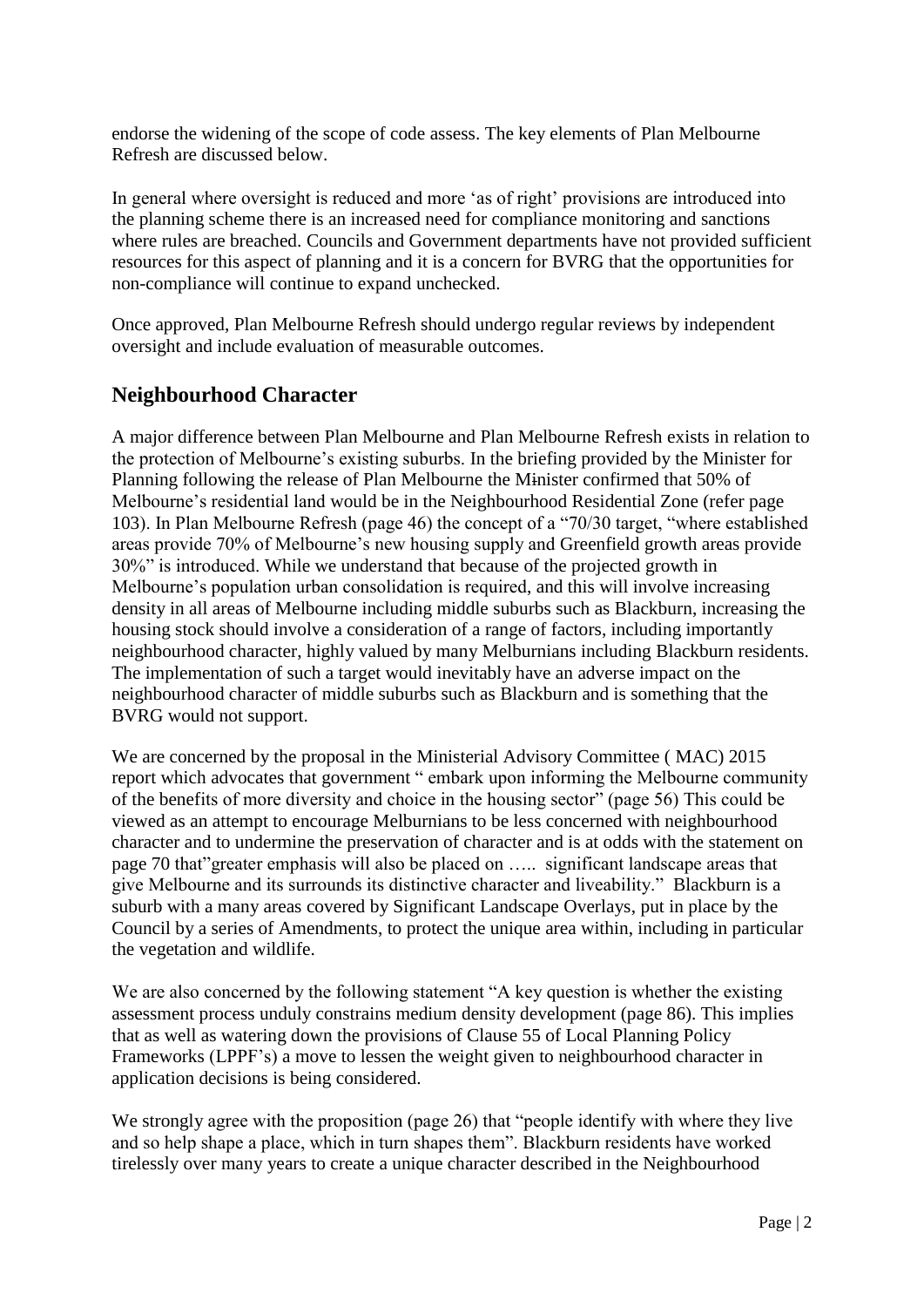endorse the widening of the scope of code assess. The key elements of Plan Melbourne Refresh are discussed below.

In general where oversight is reduced and more 'as of right' provisions are introduced into the planning scheme there is an increased need for compliance monitoring and sanctions where rules are breached. Councils and Government departments have not provided sufficient resources for this aspect of planning and it is a concern for BVRG that the opportunities for non-compliance will continue to expand unchecked.

Once approved, Plan Melbourne Refresh should undergo regular reviews by independent oversight and include evaluation of measurable outcomes.

## Neighbourhood Character

A major difference between Plan Melbourne and Plan Melbourne Refresh exists in relation to the protection of Melbourne's existing suburbs. In the briefing provided by the Minister for Planning following the release of Plan Melbourne the Minister confirmed that 50% of Melbourne's residential land would be in the Neighbourhood Residential Zone (refer page 103). In Plan Melbourne Refresh (page 46) the concept of a "70/30 target, "where established areas provide 70% of Melbourne's new housing supply and Greenfield growth areas provide 30%" is introduced. While we understand that because of the projected growth in Melbourne's population urban consolidation is required, and this will involve increasing density in all areas of Melbourne including middle suburbs such as Blackburn, increasing the housing stock should involve a consideration of a range of factors, including importantly neighbourhood character, highly valued by many Melburnians including Blackburn residents. The implementation of such a target would inevitably have an adverse impact on the neighbourhood character of middle suburbs such as Blackburn and is something that the BVRG would not support.

We are concerned by the proposal in the Ministerial Advisory Committee ( MAC) 2015 report which advocates that government " embark upon informing the Melbourne community of the benefits of more diversity and choice in the housing sector" (page 56) This could be viewed as an attempt to encourage Melburnians to be less concerned with neighbourhood character and to undermine the preservation of character and is at odds with the statement on page 70 that"greater emphasis will also be placed on ….. significant landscape areas that give Melbourne and its surrounds its distinctive character and liveability." Blackburn is a suburb with a many areas covered by Significant Landscape Overlays, put in place by the Council by a series of Amendments, to protect the unique area within, including in particular the vegetation and wildlife.

We are also concerned by the following statement "A key question is whether the existing assessment process unduly constrains medium density development (page 86). This implies that as well as watering down the provisions of Clause 55 of Local Planning Policy Frameworks (LPPF's) a move to lessen the weight given to neighbourhood character in application decisions is being considered.

We strongly agree with the proposition (page 26) that "people identify with where they live and so help shape a place, which in turn shapes them". Blackburn residents have worked tirelessly over many years to create a unique character described in the Neighbourhood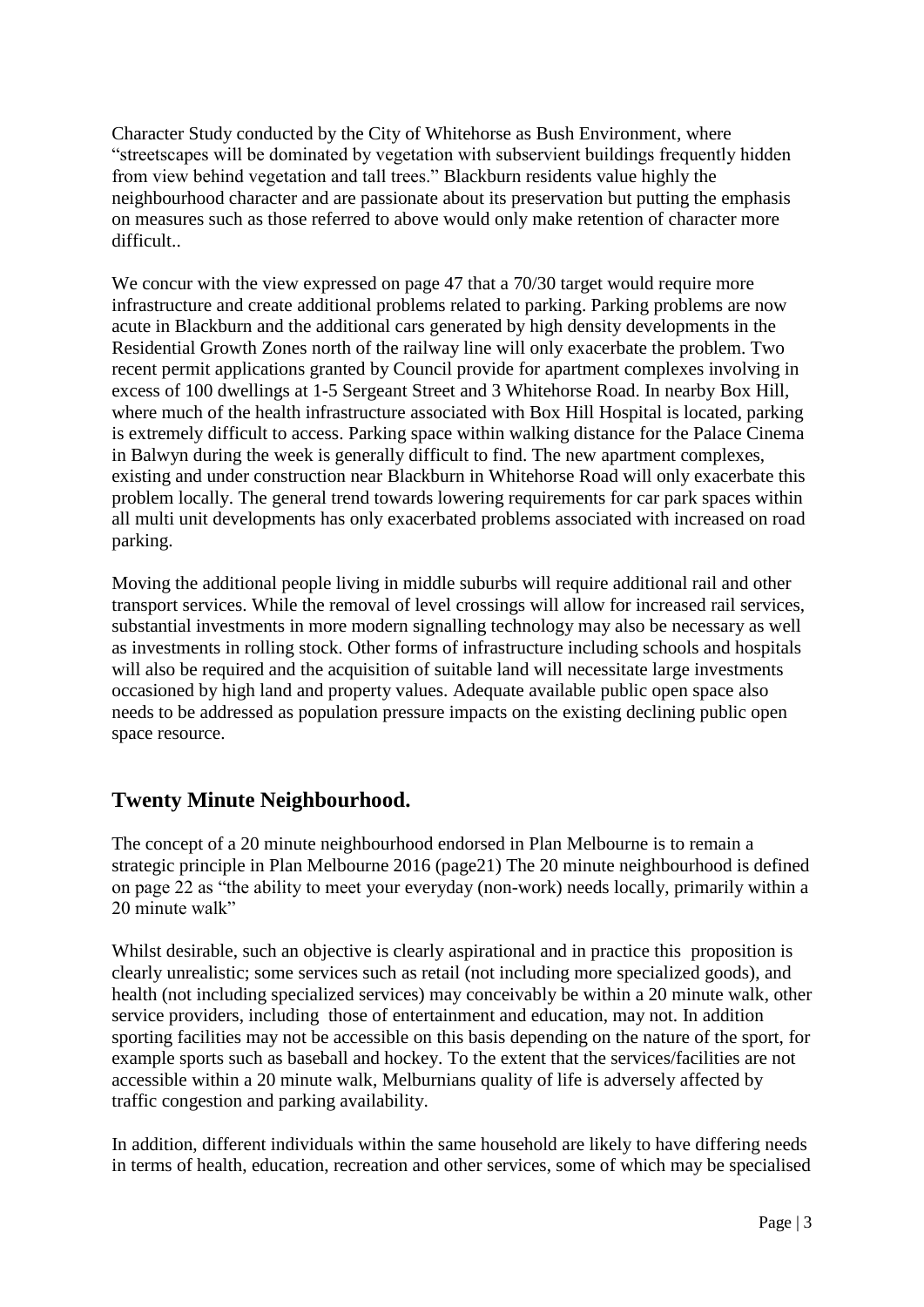Character Study conducted by the City of Whitehorse as Bush Environment, where "streetscapes will be dominated by vegetation with subservient buildings frequently hidden from view behind vegetation and tall trees." Blackburn residents value highly the neighbourhood character and are passionate about its preservation but putting the emphasis on measures such as those referred to above would only make retention of character more difficult..

We concur with the view expressed on page 47 that a 70/30 target would require more infrastructure and create additional problems related to parking. Parking problems are now acute in Blackburn and the additional cars generated by high density developments in the Residential Growth Zones north of the railway line will only exacerbate the problem. Two recent permit applications granted by Council provide for apartment complexes involving in excess of 100 dwellings at 1-5 Sergeant Street and 3 Whitehorse Road. In nearby Box Hill, where much of the health infrastructure associated with Box Hill Hospital is located, parking is extremely difficult to access. Parking space within walking distance for the Palace Cinema in Balwyn during the week is generally difficult to find. The new apartment complexes, existing and under construction near Blackburn in Whitehorse Road will only exacerbate this problem locally. The general trend towards lowering requirements for car park spaces within all multi unit developments has only exacerbated problems associated with increased on road parking.

Moving the additional people living in middle suburbs will require additional rail and other transport services. While the removal of level crossings will allow for increased rail services, substantial investments in more modern signalling technology may also be necessary as well as investments in rolling stock. Other forms of infrastructure including schools and hospitals will also be required and the acquisition of suitable land will necessitate large investments occasioned by high land and property values. Adequate available public open space also needs to be addressed as population pressure impacts on the existing declining public open space resource.

## Twenty Minute Neighbourhood.

The concept of a 20 minute neighbourhood endorsed in Plan Melbourne is to remain a strategic principle in Plan Melbourne 2016 (page21) The 20 minute neighbourhood is defined on page 22 as "the ability to meet your everyday (non-work) needs locally, primarily within a 20 minute walk"

Whilst desirable, such an objective is clearly aspirational and in practice this proposition is clearly unrealistic; some services such as retail (not including more specialized goods), and health (not including specialized services) may conceivably be within a 20 minute walk, other service providers, including those of entertainment and education, may not. In addition sporting facilities may not be accessible on this basis depending on the nature of the sport, for example sports such as baseball and hockey. To the extent that the services/facilities are not accessible within a 20 minute walk, Melburnians quality of life is adversely affected by traffic congestion and parking availability.

In addition, different individuals within the same household are likely to have differing needs in terms of health, education, recreation and other services, some of which may be specialised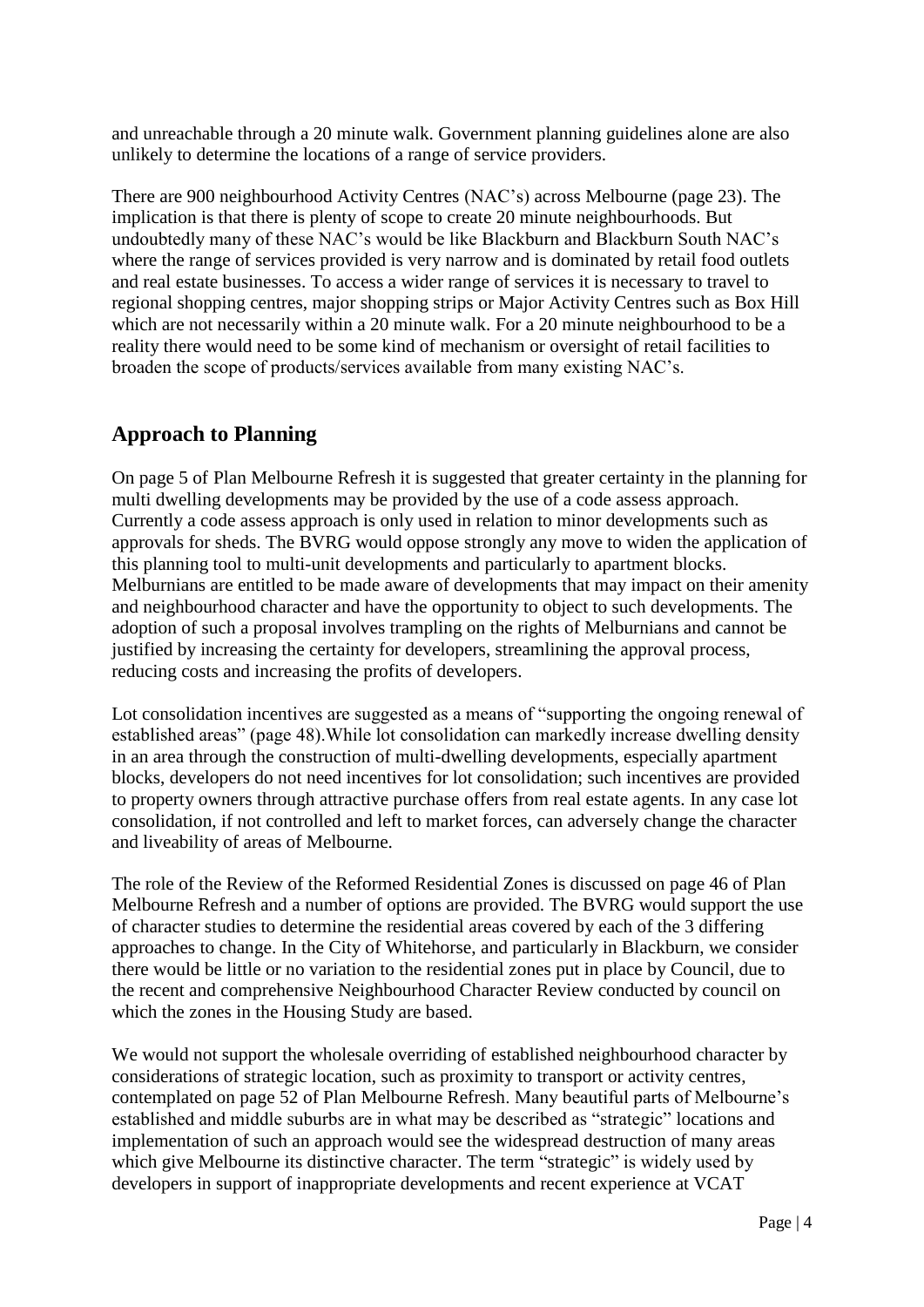and unreachable through a 20 minute walk. Government planning guidelines alone are also unlikely to determine the locations of a range of service providers.

There are 900 neighbourhood Activity Centres (NAC's) across Melbourne (page 23). The implication is that there is plenty of scope to create 20 minute neighbourhoods. But undoubtedly many of these NAC's would be like Blackburn and Blackburn South NAC's where the range of services provided is very narrow and is dominated by retail food outlets and real estate businesses. To access a wider range of services it is necessary to travel to regional shopping centres, major shopping strips or Major Activity Centres such as Box Hill which are not necessarily within a 20 minute walk. For a 20 minute neighbourhood to be a reality there would need to be some kind of mechanism or oversight of retail facilities to broaden the scope of products/services available from many existing NAC's.

## Approach to Planning

On page 5 of Plan Melbourne Refresh it is suggested that greater certainty in the planning for multi dwelling developments may be provided by the use of a code assess approach. Currently a code assess approach is only used in relation to minor developments such as approvals for sheds. The BVRG would oppose strongly any move to widen the application of this planning tool to multi-unit developments and particularly to apartment blocks. Melburnians are entitled to be made aware of developments that may impact on their amenity and neighbourhood character and have the opportunity to object to such developments. The adoption of such a proposal involves trampling on the rights of Melburnians and cannot be justified by increasing the certainty for developers, streamlining the approval process, reducing costs and increasing the profits of developers.

Lot consolidation incentives are suggested as a means of "supporting the ongoing renewal of established areas" (page 48).While lot consolidation can markedly increase dwelling density in an area through the construction of multi-dwelling developments, especially apartment blocks, developers do not need incentives for lot consolidation; such incentives are provided to property owners through attractive purchase offers from real estate agents. In any case lot consolidation, if not controlled and left to market forces, can adversely change the character and liveability of areas of Melbourne.

The role of the Review of the Reformed Residential Zones is discussed on page 46 of Plan Melbourne Refresh and a number of options are provided. The BVRG would support the use of character studies to determine the residential areas covered by each of the 3 differing approaches to change. In the City of Whitehorse, and particularly in Blackburn, we consider there would be little or no variation to the residential zones put in place by Council, due to the recent and comprehensive Neighbourhood Character Review conducted by council on which the zones in the Housing Study are based.

We would not support the wholesale overriding of established neighbourhood character by considerations of strategic location, such as proximity to transport or activity centres, contemplated on page 52 of Plan Melbourne Refresh. Many beautiful parts of Melbourne's established and middle suburbs are in what may be described as "strategic" locations and implementation of such an approach would see the widespread destruction of many areas which give Melbourne its distinctive character. The term "strategic" is widely used by developers in support of inappropriate developments and recent experience at VCAT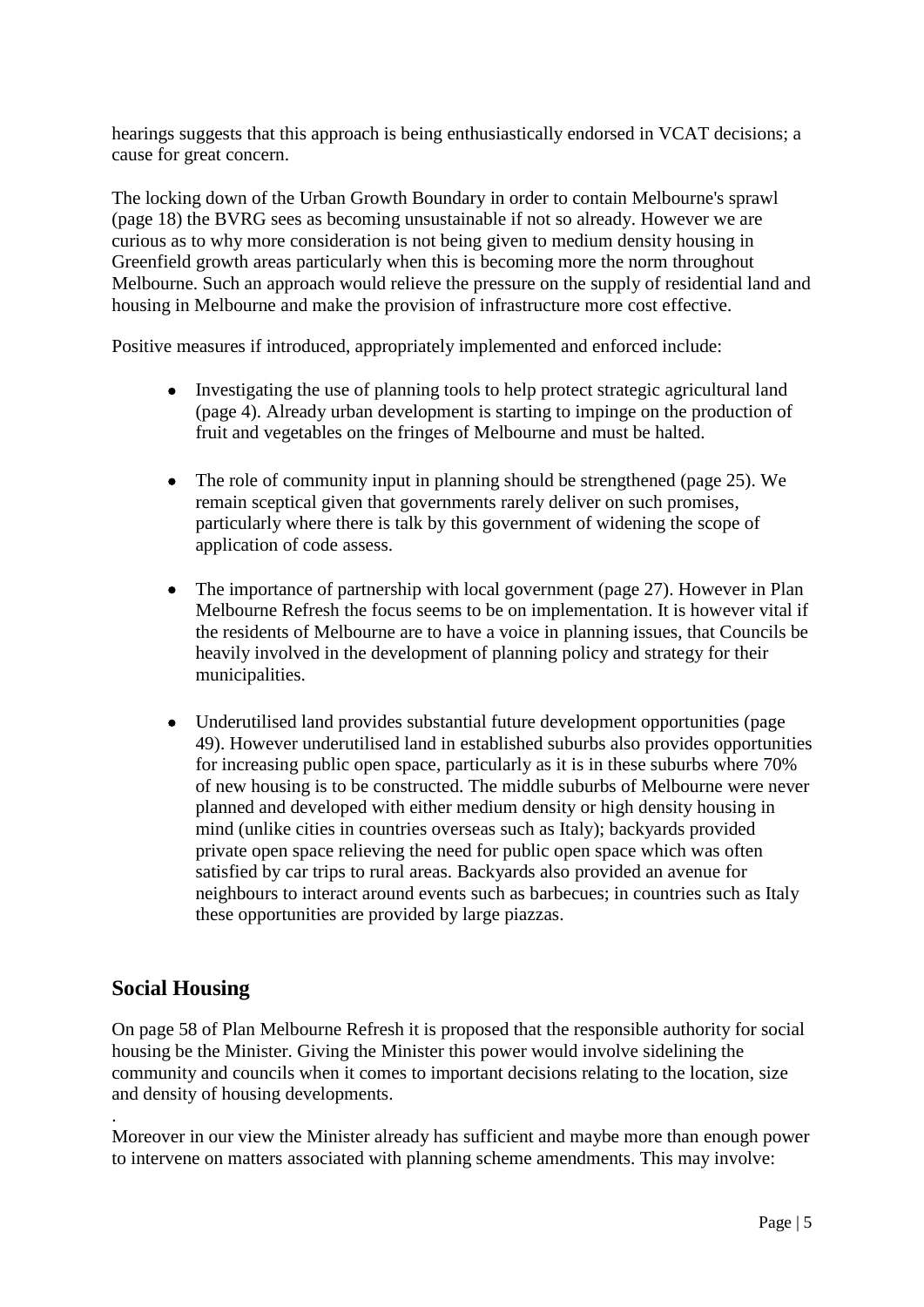hearings suggests that this approach is being enthusiastically endorsed in VCAT decisions; a cause for great concern.

The locking down of the Urban Growth Boundary in order to contain Melbourne's sprawl (page 18) the BVRG sees as becoming unsustainable if not so already. However we are curious as to why more consideration is not being given to medium density housing in Greenfield growth areas particularly when this is becoming more the norm throughout Melbourne. Such an approach would relieve the pressure on the supply of residential land and housing in Melbourne and make the provision of infrastructure more cost effective.

Positive measures if introduced, appropriately implemented and enforced include:

- Investigating the use of planning tools to help protect strategic agricultural land (page 4). Already urban development is starting to impinge on the production of fruit and vegetables on the fringes of Melbourne and must be halted.

- The role of community input in planning should be strengthened (page 25). We remain sceptical given that governments rarely deliver on such promises, particularly where there is talk by this government of widening the scope of application of code assess.

- The importance of partnership with local government (page 27). However in Plan Melbourne Refresh the focus seems to be on implementation. It is however vital if the residents of Melbourne are to have a voice in planning issues, that Councils be heavily involved in the development of planning policy and strategy for their municipalities.

- Underutilised land provides substantial future development opportunities (page 49). However underutilised land in established suburbs also provides opportunities for increasing public open space, particularly as it is in these suburbs where 70% of new housing is to be constructed. The middle suburbs of Melbourne were never planned and developed with either medium density or high density housing in mind (unlike cities in countries overseas such as Italy); backyards provided private open space relieving the need for public open space which was often satisfied by car trips to rural areas. Backyards also provided an avenue for neighbours to interact around events such as barbecues; in countries such as Italy these opportunities are provided by large piazzas.

## Social Housing

On page 58 of Plan Melbourne Refresh it is proposed that the responsible authority for social housing be the Minister. Giving the Minister this power would involve sidelining the community and councils when it comes to important decisions relating to the location, size and density of housing developments.

.

Moreover in our view the Minister already has sufficient and maybe more than enough power to intervene on matters associated with planning scheme amendments. This may involve: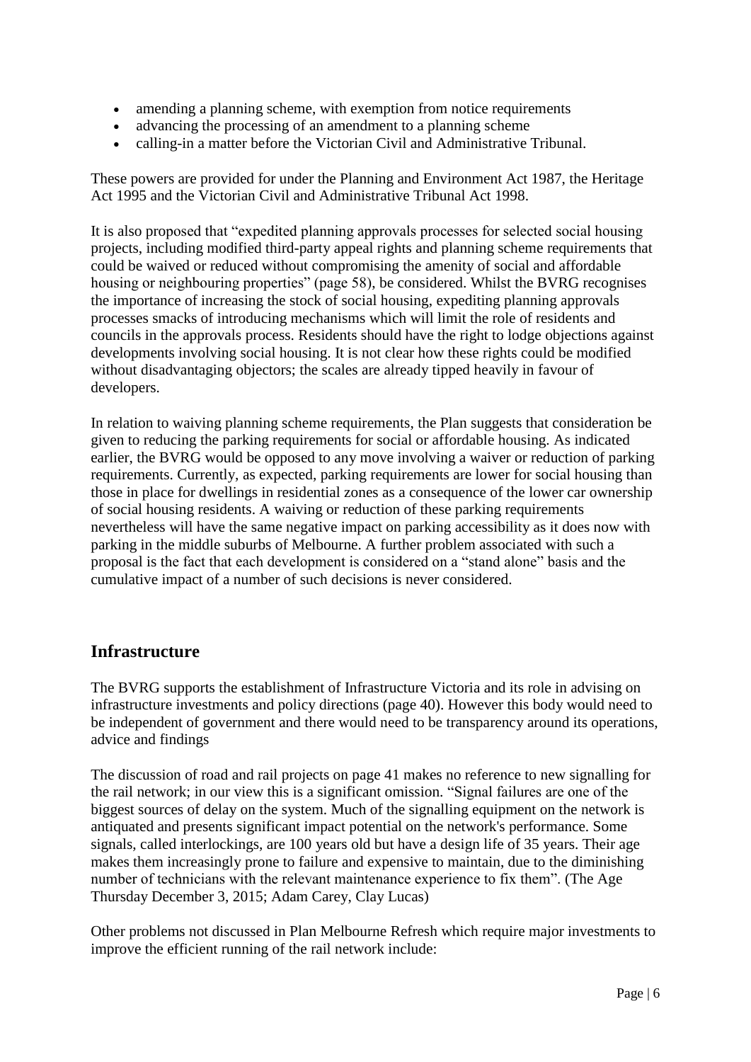- amending a planning scheme, with exemption from notice requirements
- advancing the processing of an amendment to a planning scheme
- calling-in a matter before the Victorian Civil and Administrative Tribunal.

These powers are provided for under the Planning and Environment Act 1987, the Heritage Act 1995 and the Victorian Civil and Administrative Tribunal Act 1998.

It is also proposed that "expedited planning approvals processes for selected social housing projects, including modified third-party appeal rights and planning scheme requirements that could be waived or reduced without compromising the amenity of social and affordable housing or neighbouring properties" (page 58), be considered. Whilst the BVRG recognises the importance of increasing the stock of social housing, expediting planning approvals processes smacks of introducing mechanisms which will limit the role of residents and councils in the approvals process. Residents should have the right to lodge objections against developments involving social housing. It is not clear how these rights could be modified without disadvantaging objectors; the scales are already tipped heavily in favour of developers.

In relation to waiving planning scheme requirements, the Plan suggests that consideration be given to reducing the parking requirements for social or affordable housing. As indicated earlier, the BVRG would be opposed to any move involving a waiver or reduction of parking requirements. Currently, as expected, parking requirements are lower for social housing than those in place for dwellings in residential zones as a consequence of the lower car ownership of social housing residents. A waiving or reduction of these parking requirements nevertheless will have the same negative impact on parking accessibility as it does now with parking in the middle suburbs of Melbourne. A further problem associated with such a proposal is the fact that each development is considered on a "stand alone" basis and the cumulative impact of a number of such decisions is never considered.

## Infrastructure

The BVRG supports the establishment of Infrastructure Victoria and its role in advising on infrastructure investments and policy directions (page 40). However this body would need to be independent of government and there would need to be transparency around its operations, advice and findings

The discussion of road and rail projects on page 41 makes no reference to new signalling for the rail network; in our view this is a significant omission. "Signal failures are one of the biggest sources of delay on the system. Much of the signalling equipment on the network is antiquated and presents significant impact potential on the network's performance. Some signals, called interlockings, are 100 years old but have a design life of 35 years. Their age makes them increasingly prone to failure and expensive to maintain, due to the diminishing number of technicians with the relevant maintenance experience to fix them". (The Age Thursday December 3, 2015; Adam Carey, Clay Lucas)

Other problems not discussed in Plan Melbourne Refresh which require major investments to improve the efficient running of the rail network include: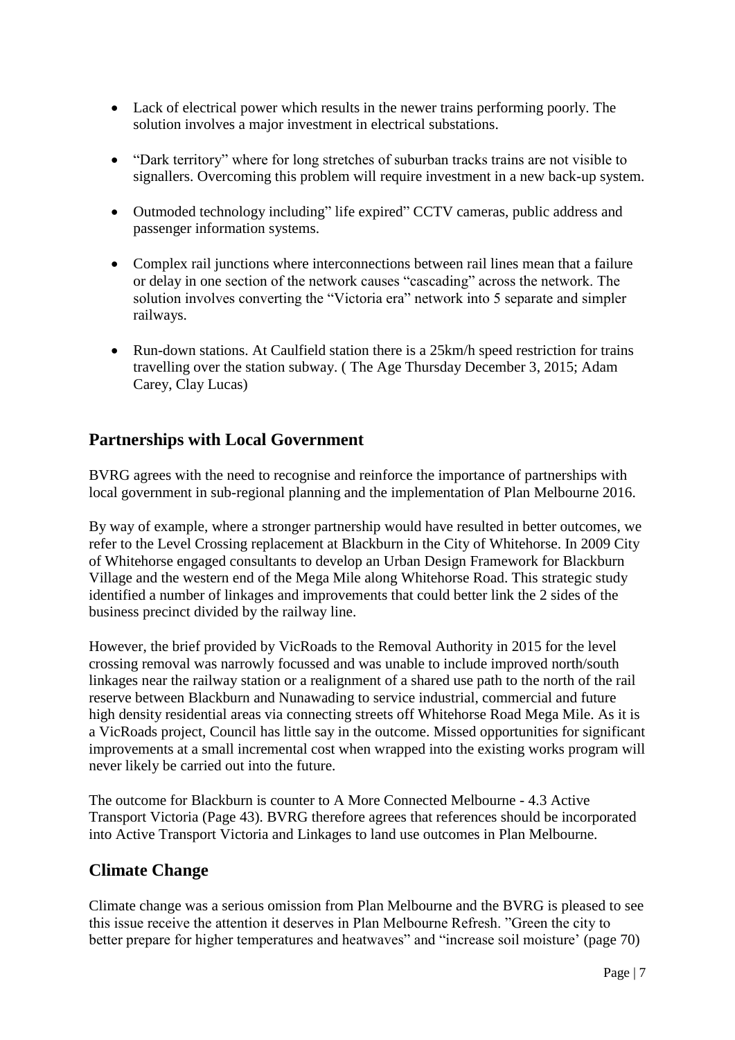- Lack of electrical power which results in the newer trains performing poorly. The solution involves a major investment in electrical substations.

- "Dark territory" where for long stretches of suburban tracks trains are not visible to signallers. Overcoming this problem will require investment in a new back-up system.

- Outmoded technology including" life expired" CCTV cameras, public address and passenger information systems.

- Complex rail junctions where interconnections between rail lines mean that a failure or delay in one section of the network causes "cascading" across the network. The solution involves converting the "Victoria era" network into 5 separate and simpler railways.

- Run-down stations. At Caulfield station there is a 25km/h speed restriction for trains travelling over the station subway. ( The Age Thursday December 3, 2015; Adam Carey, Clay Lucas)

## Partnerships with Local Government

BVRG agrees with the need to recognise and reinforce the importance of partnerships with local government in sub-regional planning and the implementation of Plan Melbourne 2016.

By way of example, where a stronger partnership would have resulted in better outcomes, we refer to the Level Crossing replacement at Blackburn in the City of Whitehorse. In 2009 City of Whitehorse engaged consultants to develop an Urban Design Framework for Blackburn Village and the western end of the Mega Mile along Whitehorse Road. This strategic study identified a number of linkages and improvements that could better link the 2 sides of the business precinct divided by the railway line.

However, the brief provided by VicRoads to the Removal Authority in 2015 for the level crossing removal was narrowly focussed and was unable to include improved north/south linkages near the railway station or a realignment of a shared use path to the north of the rail reserve between Blackburn and Nunawading to service industrial, commercial and future high density residential areas via connecting streets off Whitehorse Road Mega Mile. As it is a VicRoads project, Council has little say in the outcome. Missed opportunities for significant improvements at a small incremental cost when wrapped into the existing works program will never likely be carried out into the future.

The outcome for Blackburn is counter to A More Connected Melbourne - 4.3 Active Transport Victoria (Page 43). BVRG therefore agrees that references should be incorporated into Active Transport Victoria and Linkages to land use outcomes in Plan Melbourne.

## Climate Change

Climate change was a serious omission from Plan Melbourne and the BVRG is pleased to see this issue receive the attention it deserves in Plan Melbourne Refresh. "Green the city to better prepare for higher temperatures and heatwaves" and "increase soil moisture' (page 70)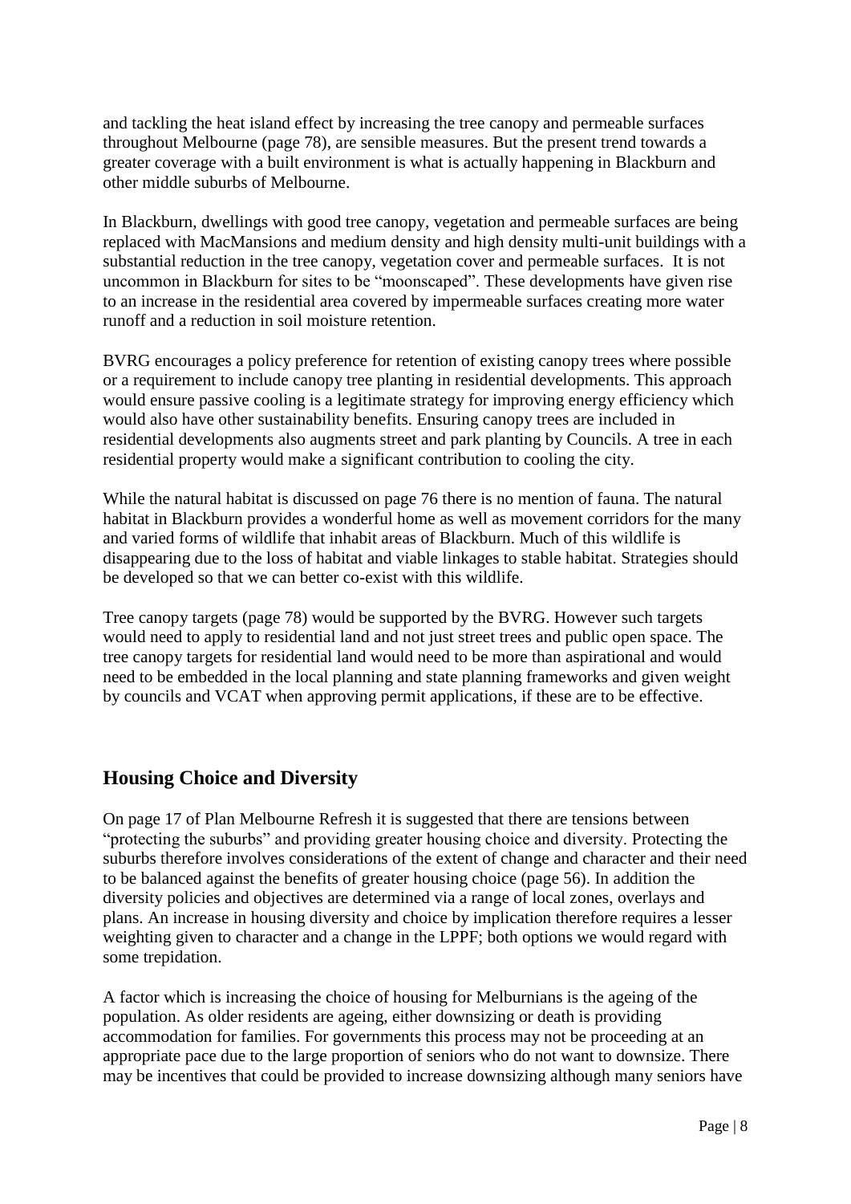and tackling the heat island effect by increasing the tree canopy and permeable surfaces throughout Melbourne (page 78), are sensible measures. But the present trend towards a greater coverage with a built environment is what is actually happening in Blackburn and other middle suburbs of Melbourne.

In Blackburn, dwellings with good tree canopy, vegetation and permeable surfaces are being replaced with MacMansions and medium density and high density multi-unit buildings with a substantial reduction in the tree canopy, vegetation cover and permeable surfaces. It is not uncommon in Blackburn for sites to be "moonscaped". These developments have given rise to an increase in the residential area covered by impermeable surfaces creating more water runoff and a reduction in soil moisture retention.

BVRG encourages a policy preference for retention of existing canopy trees where possible or a requirement to include canopy tree planting in residential developments. This approach would ensure passive cooling is a legitimate strategy for improving energy efficiency which would also have other sustainability benefits. Ensuring canopy trees are included in residential developments also augments street and park planting by Councils. A tree in each residential property would make a significant contribution to cooling the city.

While the natural habitat is discussed on page 76 there is no mention of fauna. The natural habitat in Blackburn provides a wonderful home as well as movement corridors for the many and varied forms of wildlife that inhabit areas of Blackburn. Much of this wildlife is disappearing due to the loss of habitat and viable linkages to stable habitat. Strategies should be developed so that we can better co-exist with this wildlife.

Tree canopy targets (page 78) would be supported by the BVRG. However such targets would need to apply to residential land and not just street trees and public open space. The tree canopy targets for residential land would need to be more than aspirational and would need to be embedded in the local planning and state planning frameworks and given weight by councils and VCAT when approving permit applications, if these are to be effective.

## Housing Choice and Diversity

On page 17 of Plan Melbourne Refresh it is suggested that there are tensions between "protecting the suburbs" and providing greater housing choice and diversity. Protecting the suburbs therefore involves considerations of the extent of change and character and their need to be balanced against the benefits of greater housing choice (page 56). In addition the diversity policies and objectives are determined via a range of local zones, overlays and plans. An increase in housing diversity and choice by implication therefore requires a lesser weighting given to character and a change in the LPPF; both options we would regard with some trepidation.

A factor which is increasing the choice of housing for Melburnians is the ageing of the population. As older residents are ageing, either downsizing or death is providing accommodation for families. For governments this process may not be proceeding at an appropriate pace due to the large proportion of seniors who do not want to downsize. There may be incentives that could be provided to increase downsizing although many seniors have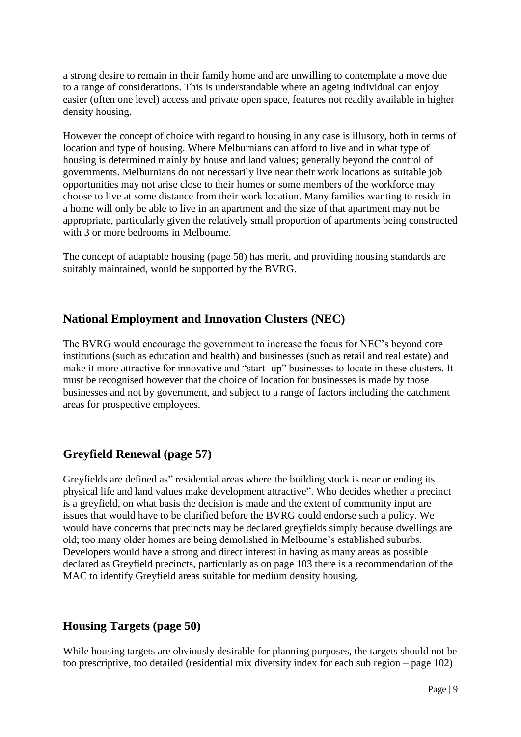a strong desire to remain in their family home and are unwilling to contemplate a move due to a range of considerations. This is understandable where an ageing individual can enjoy easier (often one level) access and private open space, features not readily available in higher density housing.

However the concept of choice with regard to housing in any case is illusory, both in terms of location and type of housing. Where Melburnians can afford to live and in what type of housing is determined mainly by house and land values; generally beyond the control of governments. Melburnians do not necessarily live near their work locations as suitable job opportunities may not arise close to their homes or some members of the workforce may choose to live at some distance from their work location. Many families wanting to reside in a home will only be able to live in an apartment and the size of that apartment may not be appropriate, particularly given the relatively small proportion of apartments being constructed with 3 or more bedrooms in Melbourne.

The concept of adaptable housing (page 58) has merit, and providing housing standards are suitably maintained, would be supported by the BVRG.

## National Employment and Innovation Clusters (NEC)

The BVRG would encourage the government to increase the focus for NEC's beyond core institutions (such as education and health) and businesses (such as retail and real estate) and make it more attractive for innovative and "start- up" businesses to locate in these clusters. It must be recognised however that the choice of location for businesses is made by those businesses and not by government, and subject to a range of factors including the catchment areas for prospective employees.

## Greyfield Renewal (page 57)

Greyfields are defined as" residential areas where the building stock is near or ending its physical life and land values make development attractive". Who decides whether a precinct is a greyfield, on what basis the decision is made and the extent of community input are issues that would have to be clarified before the BVRG could endorse such a policy. We would have concerns that precincts may be declared greyfields simply because dwellings are old; too many older homes are being demolished in Melbourne's established suburbs. Developers would have a strong and direct interest in having as many areas as possible declared as Greyfield precincts, particularly as on page 103 there is a recommendation of the MAC to identify Greyfield areas suitable for medium density housing.

## Housing Targets (page 50)

While housing targets are obviously desirable for planning purposes, the targets should not be too prescriptive, too detailed (residential mix diversity index for each sub region – page 102)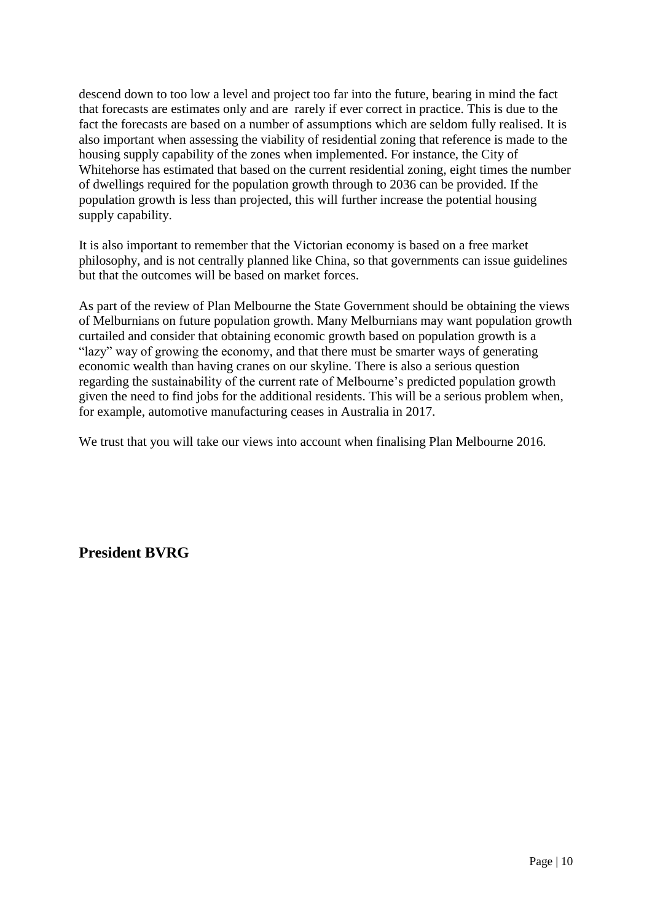descend down to too low a level and project too far into the future, bearing in mind the fact that forecasts are estimates only and are rarely if ever correct in practice. This is due to the fact the forecasts are based on a number of assumptions which are seldom fully realised. It is also important when assessing the viability of residential zoning that reference is made to the housing supply capability of the zones when implemented. For instance, the City of Whitehorse has estimated that based on the current residential zoning, eight times the number of dwellings required for the population growth through to 2036 can be provided. If the population growth is less than projected, this will further increase the potential housing supply capability.

It is also important to remember that the Victorian economy is based on a free market philosophy, and is not centrally planned like China, so that governments can issue guidelines but that the outcomes will be based on market forces.

As part of the review of Plan Melbourne the State Government should be obtaining the views of Melburnians on future population growth. Many Melburnians may want population growth curtailed and consider that obtaining economic growth based on population growth is a "lazy" way of growing the economy, and that there must be smarter ways of generating economic wealth than having cranes on our skyline. There is also a serious question regarding the sustainability of the current rate of Melbourne's predicted population growth given the need to find jobs for the additional residents. This will be a serious problem when, for example, automotive manufacturing ceases in Australia in 2017.

We trust that you will take our views into account when finalising Plan Melbourne 2016.

**President BVRG**